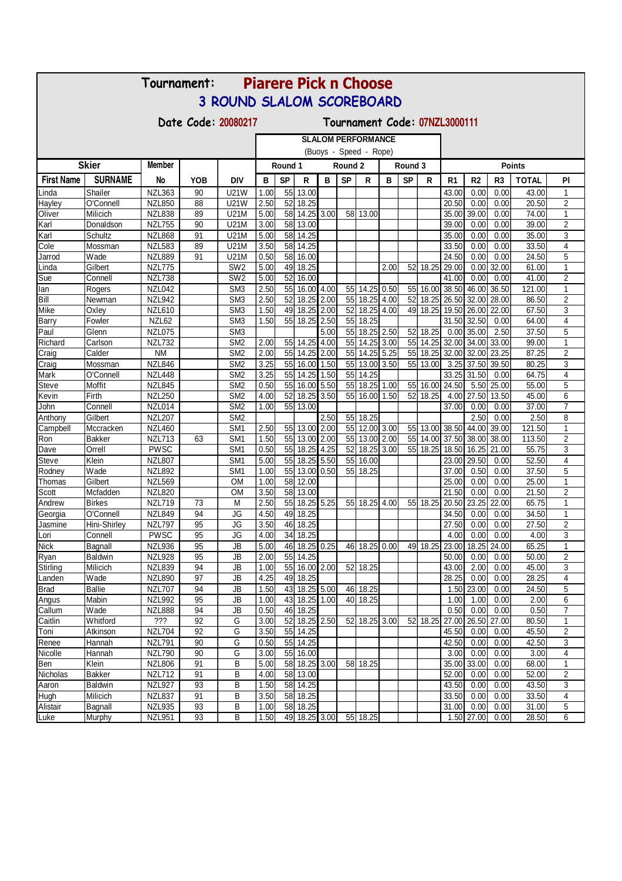# Tournament: Piarere Pick n Choose

## 3 ROUND SLALOM SCOREBOARD

**Date Code:** 20080217 **Tournament Code:** 07NZL3000111

| Skier | | Member | | | SLALOM PERFORMANCE (Buoys - Speed - Rope) | | | | | | | | | Points | | | | |
|---|---|---|---|---|---|---|---|---|---|---|---|---|---|---|---|---|---|---|
| | | | | | Round 1 | | | Round 2 | | | Round 3 | | | | | | | |
| First Name | SURNAME | No | YOB | DIV | B | SP | R | B | SP | R | B | SP | R | R1 | R2 | R3 | TOTAL | Pl |
| Linda | Shailer | NZL363 | 90 | U21W | 1.00 | 55 | 13.00 | | | | | | | 43.00 | 0.00 | 0.00 | 43.00 | 1 |
| Hayley | O'Connell | NZL850 | 88 | U21W | 2.50 | 52 | 18.25 | | | | | | | 20.50 | 0.00 | 0.00 | 20.50 | 2 |
| Oliver | Milicich | NZL838 | 89 | U21M | 5.00 | 58 | 14.25 | 3.00 | 58 | 13.00 | | | | 35.00 | 39.00 | 0.00 | 74.00 | 1 |
| Karl | Donaldson | NZL755 | 90 | U21M | 3.00 | 58 | 13.00 | | | | | | | 39.00 | 0.00 | 0.00 | 39.00 | 2 |
| Karl | Schultz | NZL868 | 91 | U21M | 5.00 | 58 | 14.25 | | | | | | | 35.00 | 0.00 | 0.00 | 35.00 | 3 |
| Cole | Mossman | NZL583 | 89 | U21M | 3.50 | 58 | 14.25 | | | | | | | 33.50 | 0.00 | 0.00 | 33.50 | 4 |
| Jarrod | Wade | NZL889 | 91 | U21M | 0.50 | 58 | 16.00 | | | | | | | 24.50 | 0.00 | 0.00 | 24.50 | 5 |
| Linda | Gilbert | NZL775 | | SW2 | 5.00 | 49 | 18.25 | | | | 2.00 | 52 | 18.25 | 29.00 | 0.00 | 32.00 | 61.00 | 1 |
| Sue | Connell | NZL738 | | SW2 | 5.00 | 52 | 16.00 | | | | | | | 41.00 | 0.00 | 0.00 | 41.00 | 2 |
| Ian | Rogers | NZL042 | | SM3 | 2.50 | 55 | 16.00 | 4.00 | 55 | 14.25 | 0.50 | 55 | 16.00 | 38.50 | 46.00 | 36.50 | 121.00 | 1 |
| Bill | Newman | NZL942 | | SM3 | 2.50 | 52 | 18.25 | 2.00 | 55 | 18.25 | 4.00 | 52 | 18.25 | 26.50 | 32.00 | 28.00 | 86.50 | 2 |
| Mike | Oxley | NZL610 | | SM3 | 1.50 | 49 | 18.25 | 2.00 | 52 | 18.25 | 4.00 | 49 | 18.25 | 19.50 | 26.00 | 22.00 | 67.50 | 3 |
| Barry | Fowler | NZL62 | | SM3 | 1.50 | 55 | 18.25 | 2.50 | 55 | 18.25 | | | | 31.50 | 32.50 | 0.00 | 64.00 | 4 |
| Paul | Glenn | NZL075 | | SM3 | | | | 5.00 | 55 | 18.25 | 2.50 | 52 | 18.25 | 0.00 | 35.00 | 2.50 | 37.50 | 5 |
| Richard | Carlson | NZL732 | | SM2 | 2.00 | 55 | 14.25 | 4.00 | 55 | 14.25 | 3.00 | 55 | 14.25 | 32.00 | 34.00 | 33.00 | 99.00 | 1 |
| Craig | Calder | NM | | SM2 | 2.00 | 55 | 14.25 | 2.00 | 55 | 14.25 | 5.25 | 55 | 18.25 | 32.00 | 32.00 | 23.25 | 87.25 | 2 |
| Craig | Mossman | NZL846 | | SM2 | 3.25 | 55 | 16.00 | 1.50 | 55 | 13.00 | 3.50 | 55 | 13.00 | 3.25 | 37.50 | 39.50 | 80.25 | 3 |
| Mark | O'Connell | NZL448 | | SM2 | 3.25 | 55 | 14.25 | 1.50 | 55 | 14.25 | | | | 33.25 | 31.50 | 0.00 | 64.75 | 4 |
| Steve | Moffit | NZL845 | | SM2 | 0.50 | 55 | 16.00 | 5.50 | 55 | 18.25 | 1.00 | 55 | 16.00 | 24.50 | 5.50 | 25.00 | 55.00 | 5 |
| Kevin | Firth | NZL250 | | SM2 | 4.00 | 52 | 18.25 | 3.50 | 55 | 16.00 | 1.50 | 52 | 18.25 | 4.00 | 27.50 | 13.50 | 45.00 | 6 |
| John | Connell | NZL014 | | SM2 | 1.00 | 55 | 13.00 | | | | | | | 37.00 | 0.00 | 0.00 | 37.00 | 7 |
| Anthony | Gilbert | NZL207 | | SM2 | | | | 2.50 | 55 | 18.25 | | | | | 2.50 | 0.00 | 2.50 | 8 |
| Campbell | Mccracken | NZL460 | | SM1 | 2.50 | 55 | 13.00 | 2.00 | 55 | 12.00 | 3.00 | 55 | 13.00 | 38.50 | 44.00 | 39.00 | 121.50 | 1 |
| Ron | Bakker | NZL713 | 63 | SM1 | 1.50 | 55 | 13.00 | 2.00 | 55 | 13.00 | 2.00 | 55 | 14.00 | 37.50 | 38.00 | 38.00 | 113.50 | 2 |
| Dave | Orrell | PWSC | | SM1 | 0.50 | 55 | 18.25 | 4.25 | 52 | 18.25 | 3.00 | 55 | 18.25 | 18.50 | 16.25 | 21.00 | 55.75 | 3 |
| Steve | Klein | NZL807 | | SM1 | 5.00 | 55 | 18.25 | 5.50 | 55 | 16.00 | | | | 23.00 | 29.50 | 0.00 | 52.50 | 4 |
| Rodney | Wade | NZL892 | | SM1 | 1.00 | 55 | 13.00 | 0.50 | 55 | 18.25 | | | | 37.00 | 0.50 | 0.00 | 37.50 | 5 |
| Thomas | Gilbert | NZL569 | | OM | 1.00 | 58 | 12.00 | | | | | | | 25.00 | 0.00 | 0.00 | 25.00 | 1 |
| Scott | Mcfadden | NZL820 | | OM | 3.50 | 58 | 13.00 | | | | | | | 21.50 | 0.00 | 0.00 | 21.50 | 2 |
| Andrew | Birkes | NZL719 | 73 | M | 2.50 | 55 | 18.25 | 5.25 | 55 | 18.25 | 4.00 | 55 | 18.25 | 20.50 | 23.25 | 22.00 | 65.75 | 1 |
| Georgia | O'Connell | NZL849 | 94 | JG | 4.50 | 49 | 18.25 | | | | | | | 34.50 | 0.00 | 0.00 | 34.50 | 1 |
| Jasmine | Hini-Shirley | NZL797 | 95 | JG | 3.50 | 46 | 18.25 | | | | | | | 27.50 | 0.00 | 0.00 | 27.50 | 2 |
| Lori | Connell | PWSC | 95 | JG | 4.00 | 34 | 18.25 | | | | | | | 4.00 | 0.00 | 0.00 | 4.00 | 3 |
| Nick | Bagnall | NZL936 | 95 | JB | 5.00 | 46 | 18.25 | 0.25 | 46 | 18.25 | 0.00 | 49 | 18.25 | 23.00 | 18.25 | 24.00 | 65.25 | 1 |
| Ryan | Baldwin | NZL928 | 95 | JB | 2.00 | 55 | 14.25 | | | | | | | 50.00 | 0.00 | 0.00 | 50.00 | 2 |
| Stirling | Milicich | NZL839 | 94 | JB | 1.00 | 55 | 16.00 | 2.00 | 52 | 18.25 | | | | 43.00 | 2.00 | 0.00 | 45.00 | 3 |
| Landen | Wade | NZL890 | 97 | JB | 4.25 | 49 | 18.25 | | | | | | | 28.25 | 0.00 | 0.00 | 28.25 | 4 |
| Brad | Ballie | NZL707 | 94 | JB | 1.50 | 43 | 18.25 | 5.00 | 46 | 18.25 | | | | 1.50 | 23.00 | 0.00 | 24.50 | 5 |
| Angus | Mabin | NZL992 | 95 | JB | 1.00 | 43 | 18.25 | 1.00 | 40 | 18.25 | | | | 1.00 | 1.00 | 0.00 | 2.00 | 6 |
| Callum | Wade | NZL888 | 94 | JB | 0.50 | 46 | 18.25 | | | | | | | 0.50 | 0.00 | 0.00 | 0.50 | 7 |
| Caitlin | Whitford | ??? | 92 | G | 3.00 | 52 | 18.25 | 2.50 | 52 | 18.25 | 3.00 | 52 | 18.25 | 27.00 | 26.50 | 27.00 | 80.50 | 1 |
| Toni | Atkinson | NZL704 | 92 | G | 3.50 | 55 | 14.25 | | | | | | | 45.50 | 0.00 | 0.00 | 45.50 | 2 |
| Renee | Hannah | NZL791 | 90 | G | 0.50 | 55 | 14.25 | | | | | | | 42.50 | 0.00 | 0.00 | 42.50 | 3 |
| Nicolle | Hannah | NZL790 | 90 | G | 3.00 | 55 | 16.00 | | | | | | | 3.00 | 0.00 | 0.00 | 3.00 | 4 |
| Ben | Klein | NZL806 | 91 | B | 5.00 | 58 | 18.25 | 3.00 | 58 | 18.25 | | | | 35.00 | 33.00 | 0.00 | 68.00 | 1 |
| Nicholas | Bakker | NZL712 | 91 | B | 4.00 | 58 | 13.00 | | | | | | | 52.00 | 0.00 | 0.00 | 52.00 | 2 |
| Aaron | Baldwin | NZL927 | 93 | B | 1.50 | 58 | 14.25 | | | | | | | 43.50 | 0.00 | 0.00 | 43.50 | 3 |
| Hugh | Milicich | NZL837 | 91 | B | 3.50 | 58 | 18.25 | | | | | | | 33.50 | 0.00 | 0.00 | 33.50 | 4 |
| Alistair | Bagnall | NZL935 | 93 | B | 1.00 | 58 | 18.25 | | | | | | | 31.00 | 0.00 | 0.00 | 31.00 | 5 |
| Luke | Murphy | NZL951 | 93 | B | 1.50 | 49 | 18.25 | 3.00 | 55 | 18.25 | | | | 1.50 | 27.00 | 0.00 | 28.50 | 6 |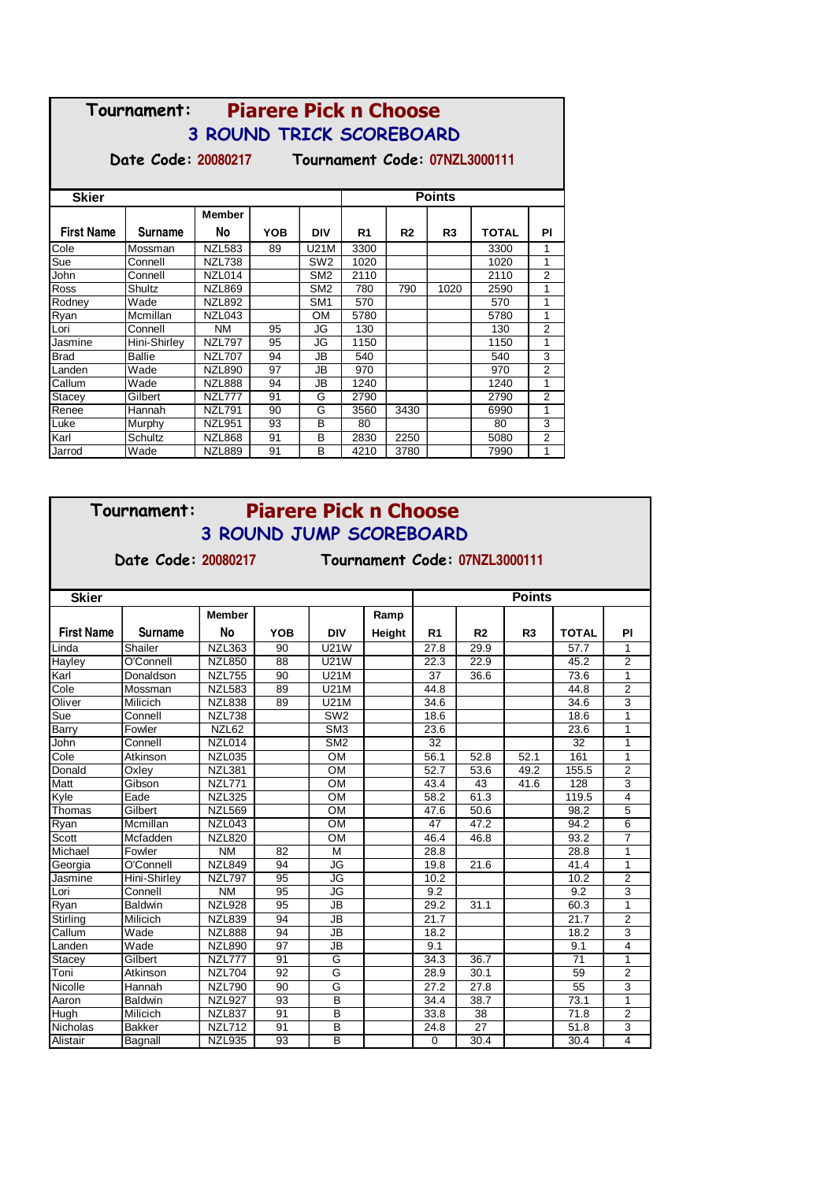# Tournament: Piarere Pick n Choose

## 3 ROUND TRICK SCOREBOARD

**Date Code:** 20080217 **Tournament Code:** 07NZL3000111

| Skier | | | | | Points | | | | |
|---|---|---|---|---|---|---|---|---|---|
| First Name | Surname | Member No | YOB | DIV | R1 | R2 | R3 | TOTAL | Pl |
| Cole | Mossman | NZL583 | 89 | U21M | 3300 | | | 3300 | 1 |
| Sue | Connell | NZL738 | | SW2 | 1020 | | | 1020 | 1 |
| John | Connell | NZL014 | | SM2 | 2110 | | | 2110 | 2 |
| Ross | Shultz | NZL869 | | SM2 | 780 | 790 | 1020 | 2590 | 1 |
| Rodney | Wade | NZL892 | | SM1 | 570 | | | 570 | 1 |
| Ryan | Mcmillan | NZL043 | | OM | 5780 | | | 5780 | 1 |
| Lori | Connell | NM | 95 | JG | 130 | | | 130 | 2 |
| Jasmine | Hini-Shirley | NZL797 | 95 | JG | 1150 | | | 1150 | 1 |
| Brad | Ballie | NZL707 | 94 | JB | 540 | | | 540 | 3 |
| Landen | Wade | NZL890 | 97 | JB | 970 | | | 970 | 2 |
| Callum | Wade | NZL888 | 94 | JB | 1240 | | | 1240 | 1 |
| Stacey | Gilbert | NZL777 | 91 | G | 2790 | | | 2790 | 2 |
| Renee | Hannah | NZL791 | 90 | G | 3560 | 3430 | | 6990 | 1 |
| Luke | Murphy | NZL951 | 93 | B | 80 | | | 80 | 3 |
| Karl | Schultz | NZL868 | 91 | B | 2830 | 2250 | | 5080 | 2 |
| Jarrod | Wade | NZL889 | 91 | B | 4210 | 3780 | | 7990 | 1 |

# Tournament: Piarere Pick n Choose

## 3 ROUND JUMP SCOREBOARD

**Date Code:** 20080217 **Tournament Code:** 07NZL3000111

| Skier | | | | | | Points | | | | |
|---|---|---|---|---|---|---|---|---|---|---|
| First Name | Surname | Member No | YOB | DIV | Ramp Height | R1 | R2 | R3 | TOTAL | Pl |
| Linda | Shailer | NZL363 | 90 | U21W | | 27.8 | 29.9 | | 57.7 | 1 |
| Hayley | O'Connell | NZL850 | 88 | U21W | | 22.3 | 22.9 | | 45.2 | 2 |
| Karl | Donaldson | NZL755 | 90 | U21M | | 37 | 36.6 | | 73.6 | 1 |
| Cole | Mossman | NZL583 | 89 | U21M | | 44.8 | | | 44.8 | 2 |
| Oliver | Milicich | NZL838 | 89 | U21M | | 34.6 | | | 34.6 | 3 |
| Sue | Connell | NZL738 | | SW2 | | 18.6 | | | 18.6 | 1 |
| Barry | Fowler | NZL62 | | SM3 | | 23.6 | | | 23.6 | 1 |
| John | Connell | NZL014 | | SM2 | | 32 | | | 32 | 1 |
| Cole | Atkinson | NZL035 | | OM | | 56.1 | 52.8 | 52.1 | 161 | 1 |
| Donald | Oxley | NZL381 | | OM | | 52.7 | 53.6 | 49.2 | 155.5 | 2 |
| Matt | Gibson | NZL771 | | OM | | 43.4 | 43 | 41.6 | 128 | 3 |
| Kyle | Eade | NZL325 | | OM | | 58.2 | 61.3 | | 119.5 | 4 |
| Thomas | Gilbert | NZL569 | | OM | | 47.6 | 50.6 | | 98.2 | 5 |
| Ryan | Mcmillan | NZL043 | | OM | | 47 | 47.2 | | 94.2 | 6 |
| Scott | Mcfadden | NZL820 | | OM | | 46.4 | 46.8 | | 93.2 | 7 |
| Michael | Fowler | NM | 82 | M | | 28.8 | | | 28.8 | 1 |
| Georgia | O'Connell | NZL849 | 94 | JG | | 19.8 | 21.6 | | 41.4 | 1 |
| Jasmine | Hini-Shirley | NZL797 | 95 | JG | | 10.2 | | | 10.2 | 2 |
| Lori | Connell | NM | 95 | JG | | 9.2 | | | 9.2 | 3 |
| Ryan | Baldwin | NZL928 | 95 | JB | | 29.2 | 31.1 | | 60.3 | 1 |
| Stirling | Milicich | NZL839 | 94 | JB | | 21.7 | | | 21.7 | 2 |
| Callum | Wade | NZL888 | 94 | JB | | 18.2 | | | 18.2 | 3 |
| Landen | Wade | NZL890 | 97 | JB | | 9.1 | | | 9.1 | 4 |
| Stacey | Gilbert | NZL777 | 91 | G | | 34.3 | 36.7 | | 71 | 1 |
| Toni | Atkinson | NZL704 | 92 | G | | 28.9 | 30.1 | | 59 | 2 |
| Nicolle | Hannah | NZL790 | 90 | G | | 27.2 | 27.8 | | 55 | 3 |
| Aaron | Baldwin | NZL927 | 93 | B | | 34.4 | 38.7 | | 73.1 | 1 |
| Hugh | Milicich | NZL837 | 91 | B | | 33.8 | 38 | | 71.8 | 2 |
| Nicholas | Bakker | NZL712 | 91 | B | | 24.8 | 27 | | 51.8 | 3 |
| Alistair | Bagnall | NZL935 | 93 | B | | 0 | 30.4 | | 30.4 | 4 |